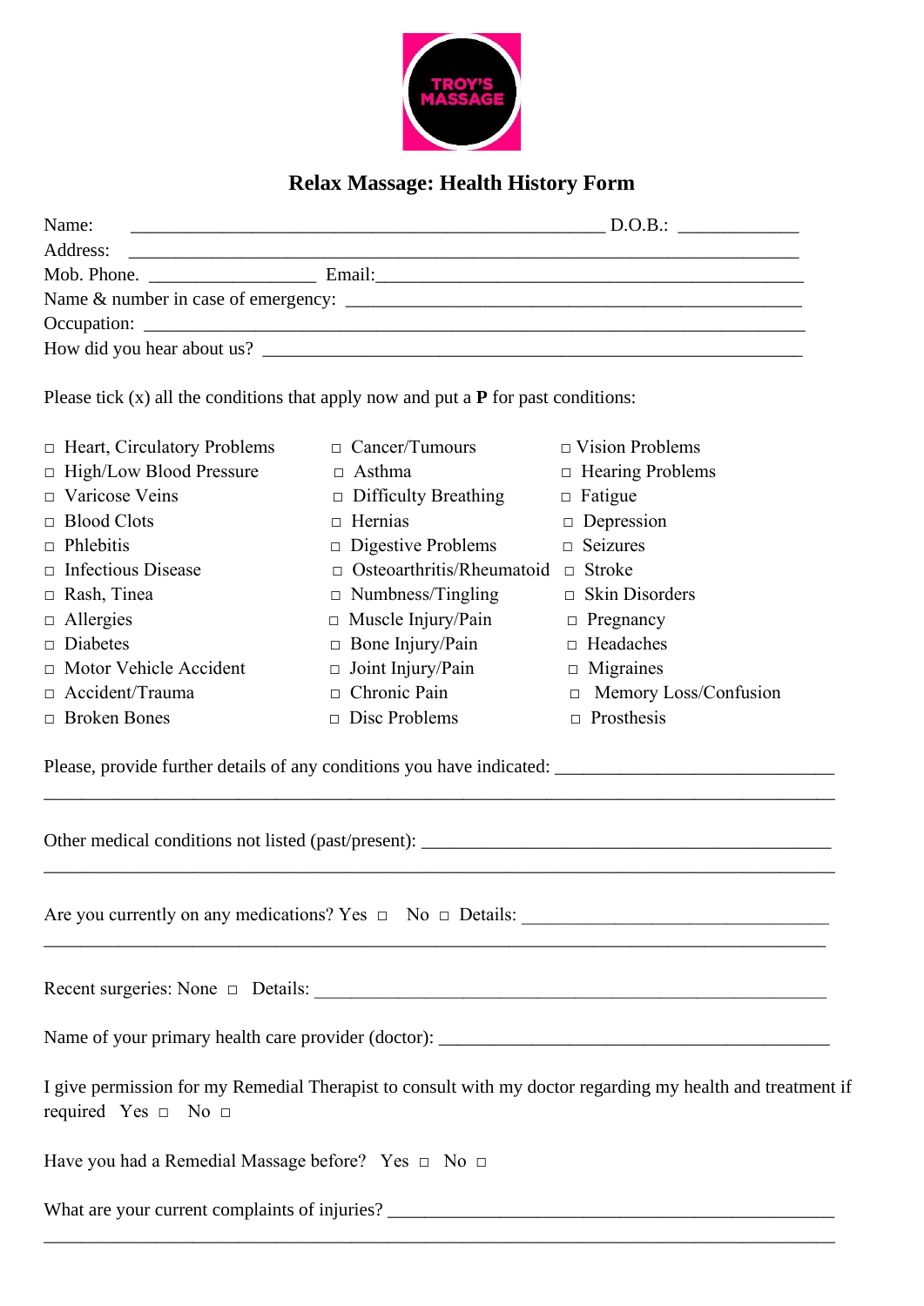TROY'S MASSAGE

# Relax Massage: Health History Form

Name: ____________________________________________________ D.O.B.: _____________

Address: ___________________________________________________________________________

Mob. Phone. __________________ Email:_______________________________________________

Name & number in case of emergency: _________________________________________________

Occupation: __________________________________________________________________________

How did you hear about us? ___________________________________________________________

Please tick (x) all the conditions that apply now and put a **P** for past conditions:

| | | |
|---|---|---|
| □ Heart, Circulatory Problems | □ Cancer/Tumours | □ Vision Problems |
| □ High/Low Blood Pressure | □ Asthma | □ Hearing Problems |
| □ Varicose Veins | □ Difficulty Breathing | □ Fatigue |
| □ Blood Clots | □ Hernias | □ Depression |
| □ Phlebitis | □ Digestive Problems | □ Seizures |
| □ Infectious Disease | □ Osteoarthritis/Rheumatoid | □ Stroke |
| □ Rash, Tinea | □ Numbness/Tingling | □ Skin Disorders |
| □ Allergies | □ Muscle Injury/Pain | □ Pregnancy |
| □ Diabetes | □ Bone Injury/Pain | □ Headaches |
| □ Motor Vehicle Accident | □ Joint Injury/Pain | □ Migraines |
| □ Accident/Trauma | □ Chronic Pain | □ Memory Loss/Confusion |
| □ Broken Bones | □ Disc Problems | □ Prosthesis |

Please, provide further details of any conditions you have indicated: ______________________________
___________________________________________________________________________________

Other medical conditions not listed (past/present): _____________________________________________
___________________________________________________________________________________

Are you currently on any medications? Yes □ No □ Details: _________________________________
___________________________________________________________________________________

Recent surgeries: None □ Details: ____________________________________________________

Name of your primary health care provider (doctor): _____________________________________________

I give permission for my Remedial Therapist to consult with my doctor regarding my health and treatment if required Yes □ No □

Have you had a Remedial Massage before? Yes □ No □

What are your current complaints of injuries? __________________________________________________
___________________________________________________________________________________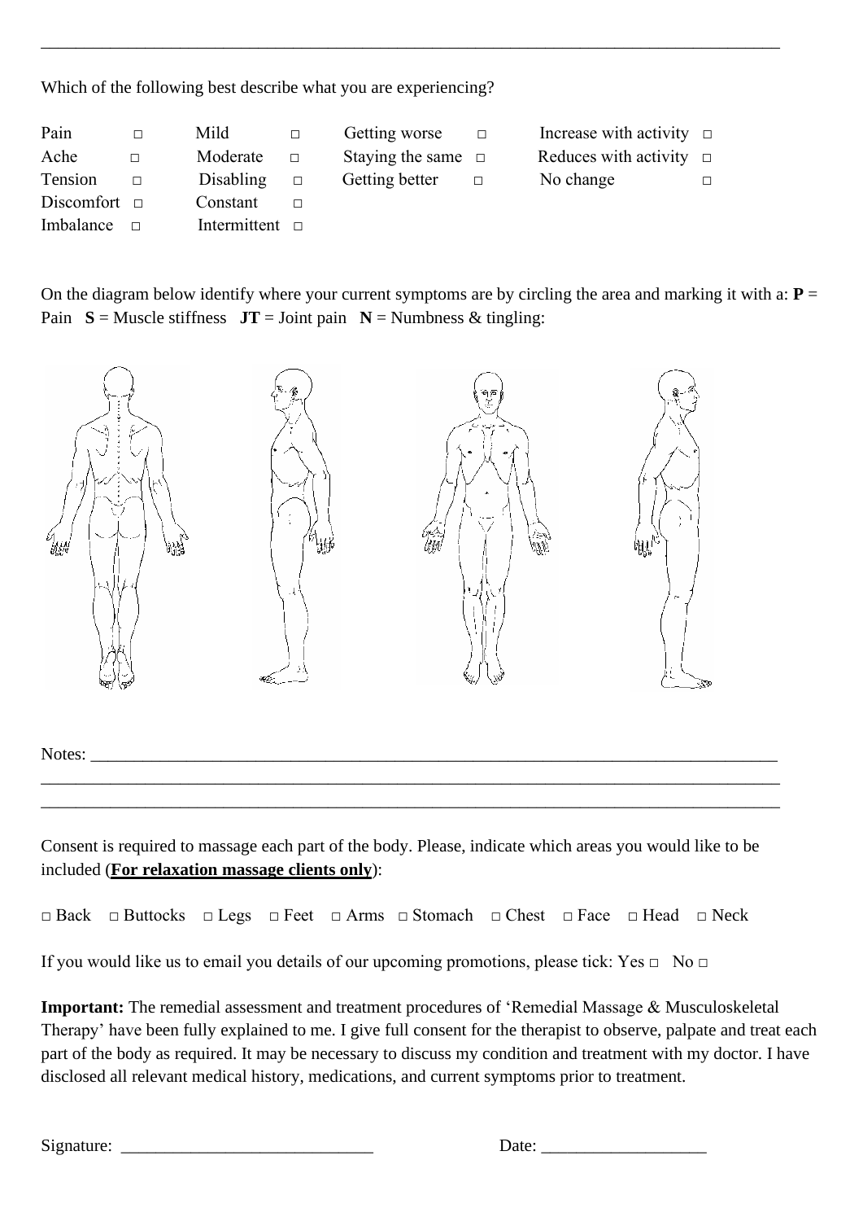Which of the following best describe what you are experiencing?

| | | | |
|---|---|---|---|
| Pain □ | Mild □ | Getting worse □ | Increase with activity □ |
| Ache □ | Moderate □ | Staying the same □ | Reduces with activity □ |
| Tension □ | Disabling □ | Getting better □ | No change □ |
| Discomfort □ | Constant □ | | |
| Imbalance □ | Intermittent □ | | |

On the diagram below identify where your current symptoms are by circling the area and marking it with a: **P** = Pain **S** = Muscle stiffness **JT** = Joint pain **N** = Numbness & tingling:

Notes: ____________________________________________________________________________

______________________________________________________________________________________

______________________________________________________________________________________

Consent is required to massage each part of the body. Please, indicate which areas you would like to be included (**For relaxation massage clients only**):

□ Back □ Buttocks □ Legs □ Feet □ Arms □ Stomach □ Chest □ Face □ Head □ Neck

If you would like us to email you details of our upcoming promotions, please tick: Yes □ No □

**Important:** The remedial assessment and treatment procedures of 'Remedial Massage & Musculoskeletal Therapy' have been fully explained to me. I give full consent for the therapist to observe, palpate and treat each part of the body as required. It may be necessary to discuss my condition and treatment with my doctor. I have disclosed all relevant medical history, medications, and current symptoms prior to treatment.

Signature: ____________________________ Date: ___________________